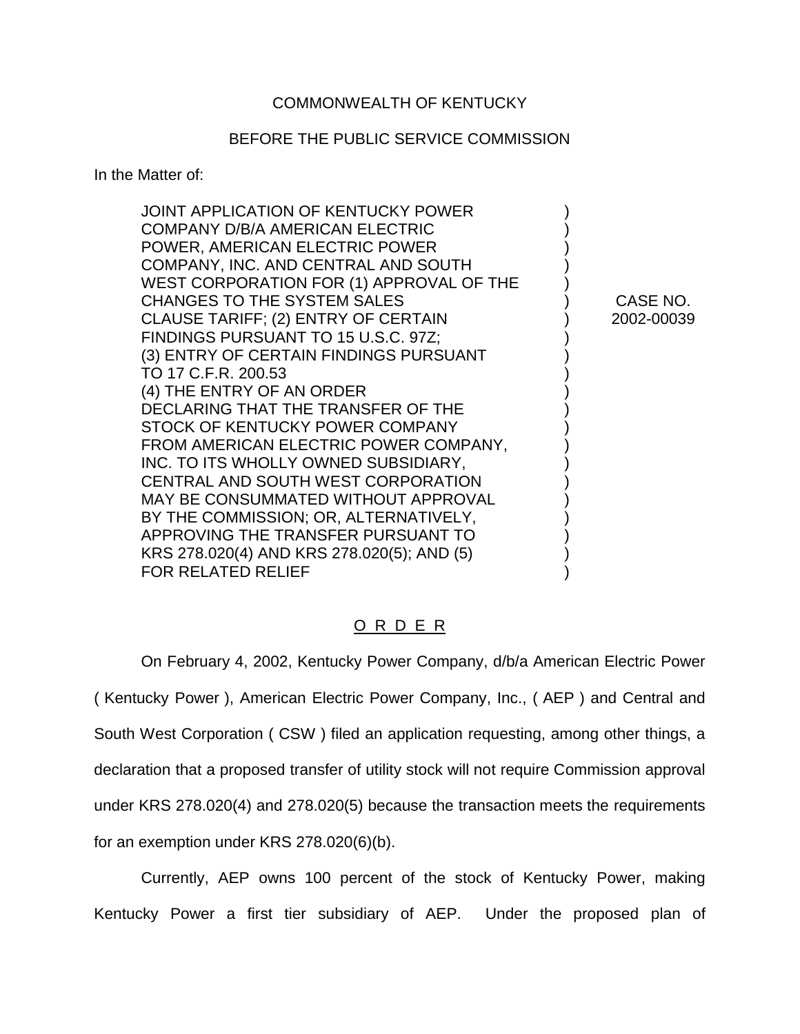COMMONWEALTH OF KENTUCKY

BEFORE THE PUBLIC SERVICE COMMISSION

In the Matter of:

| | | |
|---|---|---|
| JOINT APPLICATION OF KENTUCKY POWER COMPANY D/B/A AMERICAN ELECTRIC POWER, AMERICAN ELECTRIC POWER COMPANY, INC. AND CENTRAL AND SOUTH WEST CORPORATION FOR (1) APPROVAL OF THE CHANGES TO THE SYSTEM SALES CLAUSE TARIFF; (2) ENTRY OF CERTAIN FINDINGS PURSUANT TO 15 U.S.C. 97Z; (3) ENTRY OF CERTAIN FINDINGS PURSUANT TO 17 C.F.R. 200.53 (4) THE ENTRY OF AN ORDER DECLARING THAT THE TRANSFER OF THE STOCK OF KENTUCKY POWER COMPANY FROM AMERICAN ELECTRIC POWER COMPANY, INC. TO ITS WHOLLY OWNED SUBSIDIARY, CENTRAL AND SOUTH WEST CORPORATION MAY BE CONSUMMATED WITHOUT APPROVAL BY THE COMMISSION; OR, ALTERNATIVELY, APPROVING THE TRANSFER PURSUANT TO KRS 278.020(4) AND KRS 278.020(5); AND (5) FOR RELATED RELIEF | ) | CASE NO. 2002-00039 |

## O R D E R

On February 4, 2002, Kentucky Power Company, d/b/a American Electric Power ( Kentucky Power ), American Electric Power Company, Inc., ( AEP ) and Central and South West Corporation ( CSW ) filed an application requesting, among other things, a declaration that a proposed transfer of utility stock will not require Commission approval under KRS 278.020(4) and 278.020(5) because the transaction meets the requirements for an exemption under KRS 278.020(6)(b).

Currently, AEP owns 100 percent of the stock of Kentucky Power, making Kentucky Power a first tier subsidiary of AEP. Under the proposed plan of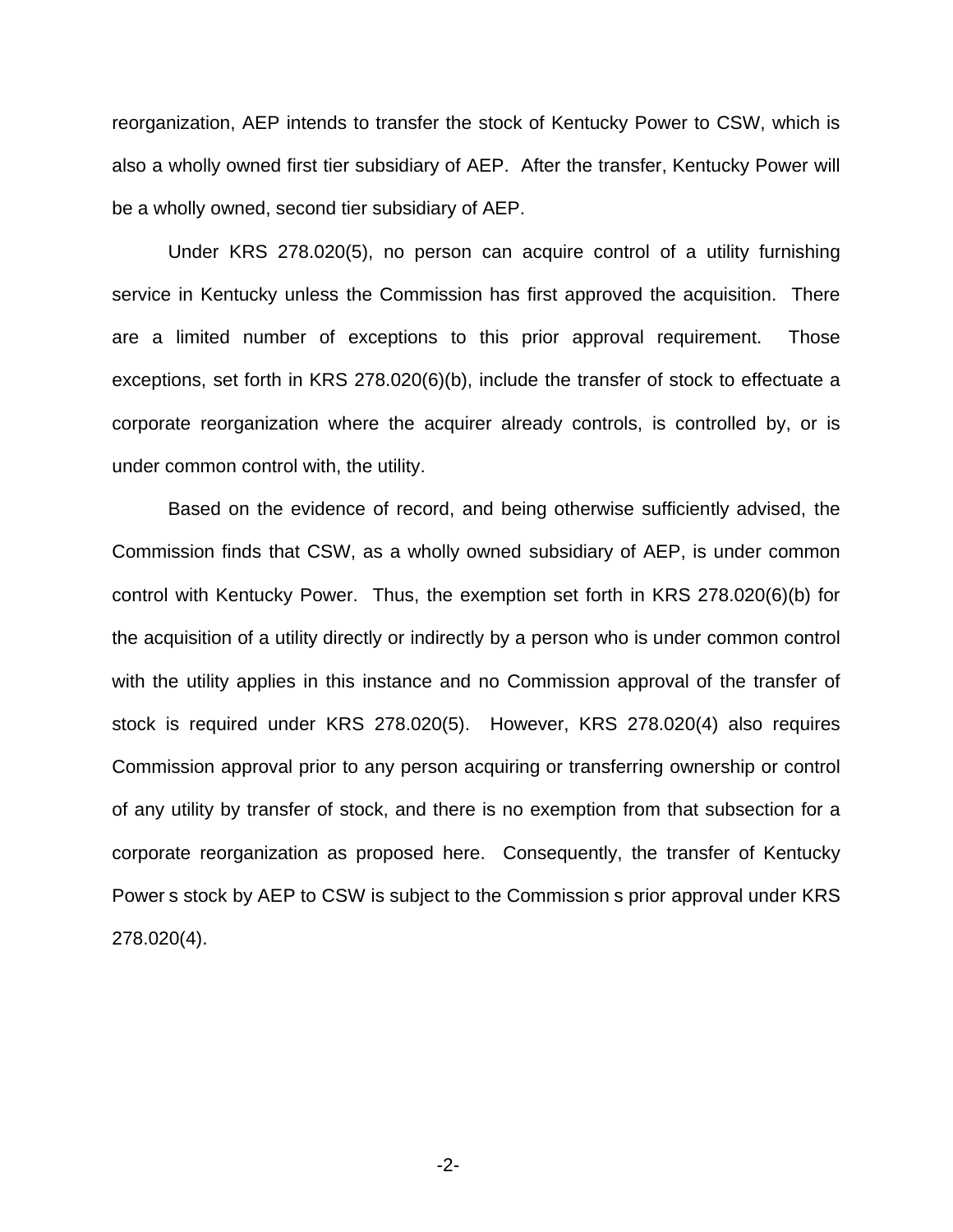reorganization, AEP intends to transfer the stock of Kentucky Power to CSW, which is also a wholly owned first tier subsidiary of AEP. After the transfer, Kentucky Power will be a wholly owned, second tier subsidiary of AEP.

Under KRS 278.020(5), no person can acquire control of a utility furnishing service in Kentucky unless the Commission has first approved the acquisition. There are a limited number of exceptions to this prior approval requirement. Those exceptions, set forth in KRS 278.020(6)(b), include the transfer of stock to effectuate a corporate reorganization where the acquirer already controls, is controlled by, or is under common control with, the utility.

Based on the evidence of record, and being otherwise sufficiently advised, the Commission finds that CSW, as a wholly owned subsidiary of AEP, is under common control with Kentucky Power. Thus, the exemption set forth in KRS 278.020(6)(b) for the acquisition of a utility directly or indirectly by a person who is under common control with the utility applies in this instance and no Commission approval of the transfer of stock is required under KRS 278.020(5). However, KRS 278.020(4) also requires Commission approval prior to any person acquiring or transferring ownership or control of any utility by transfer of stock, and there is no exemption from that subsection for a corporate reorganization as proposed here. Consequently, the transfer of Kentucky Power s stock by AEP to CSW is subject to the Commission s prior approval under KRS 278.020(4).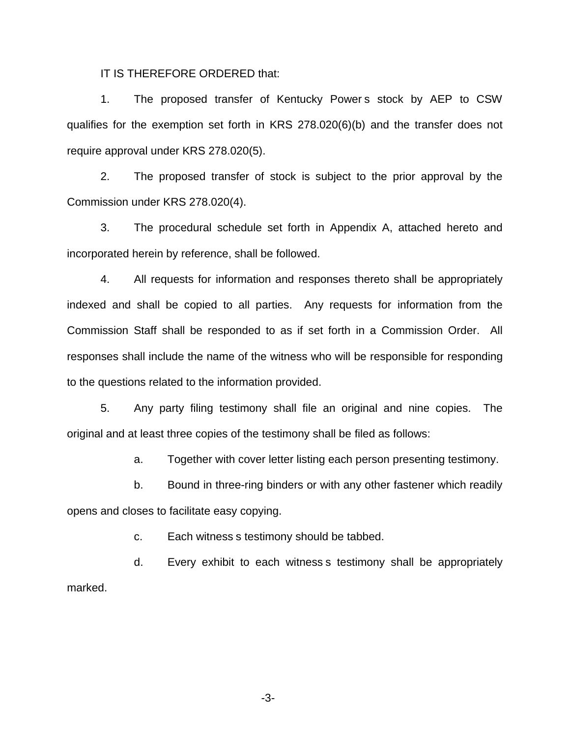IT IS THEREFORE ORDERED that:

1. The proposed transfer of Kentucky Power s stock by AEP to CSW qualifies for the exemption set forth in KRS 278.020(6)(b) and the transfer does not require approval under KRS 278.020(5).

2. The proposed transfer of stock is subject to the prior approval by the Commission under KRS 278.020(4).

3. The procedural schedule set forth in Appendix A, attached hereto and incorporated herein by reference, shall be followed.

4. All requests for information and responses thereto shall be appropriately indexed and shall be copied to all parties. Any requests for information from the Commission Staff shall be responded to as if set forth in a Commission Order. All responses shall include the name of the witness who will be responsible for responding to the questions related to the information provided.

5. Any party filing testimony shall file an original and nine copies. The original and at least three copies of the testimony shall be filed as follows:

   a. Together with cover letter listing each person presenting testimony.

   b. Bound in three-ring binders or with any other fastener which readily opens and closes to facilitate easy copying.

   c. Each witness s testimony should be tabbed.

   d. Every exhibit to each witness s testimony shall be appropriately marked.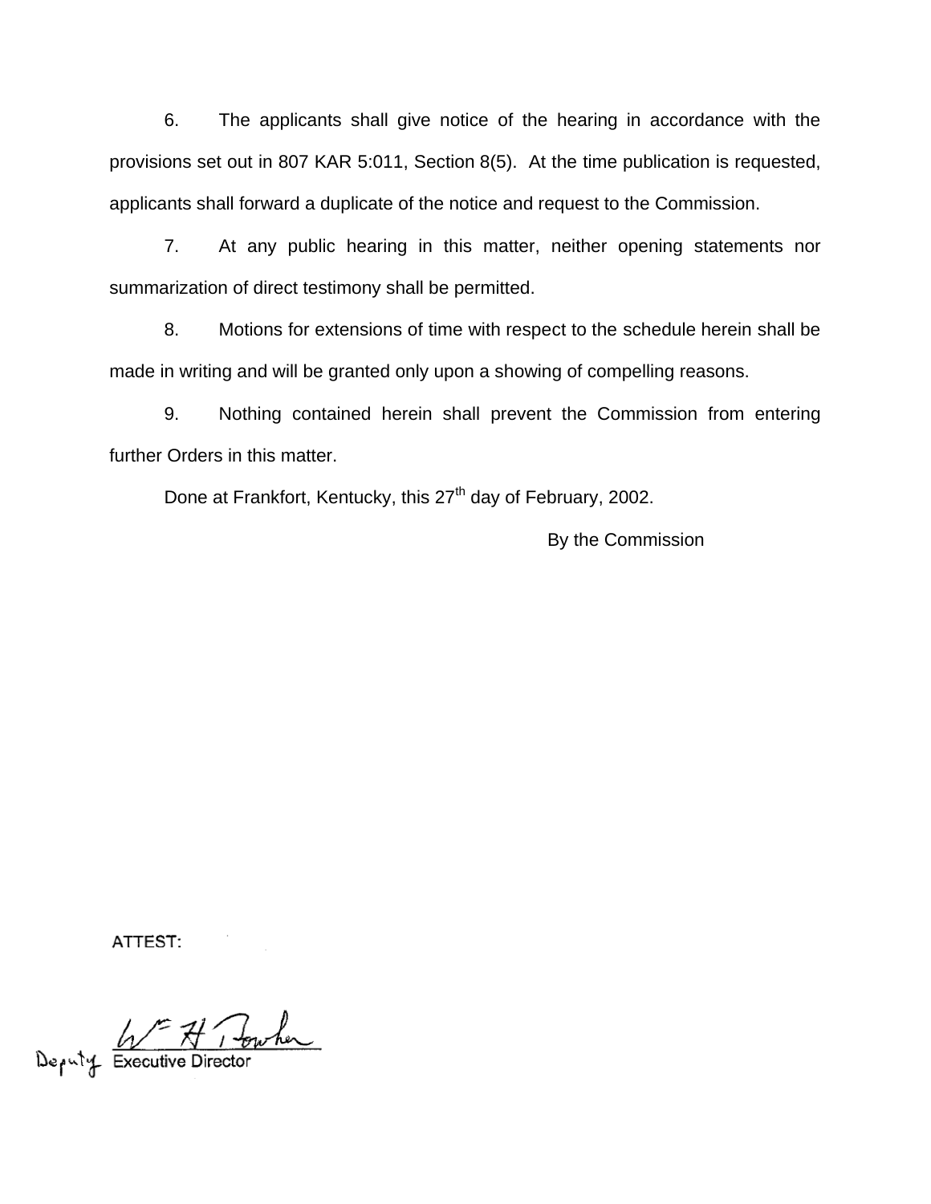6. The applicants shall give notice of the hearing in accordance with the provisions set out in 807 KAR 5:011, Section 8(5). At the time publication is requested, applicants shall forward a duplicate of the notice and request to the Commission.

7. At any public hearing in this matter, neither opening statements nor summarization of direct testimony shall be permitted.

8. Motions for extensions of time with respect to the schedule herein shall be made in writing and will be granted only upon a showing of compelling reasons.

9. Nothing contained herein shall prevent the Commission from entering further Orders in this matter.

Done at Frankfort, Kentucky, this 27th day of February, 2002.

By the Commission

ATTEST:

Deputy Executive Director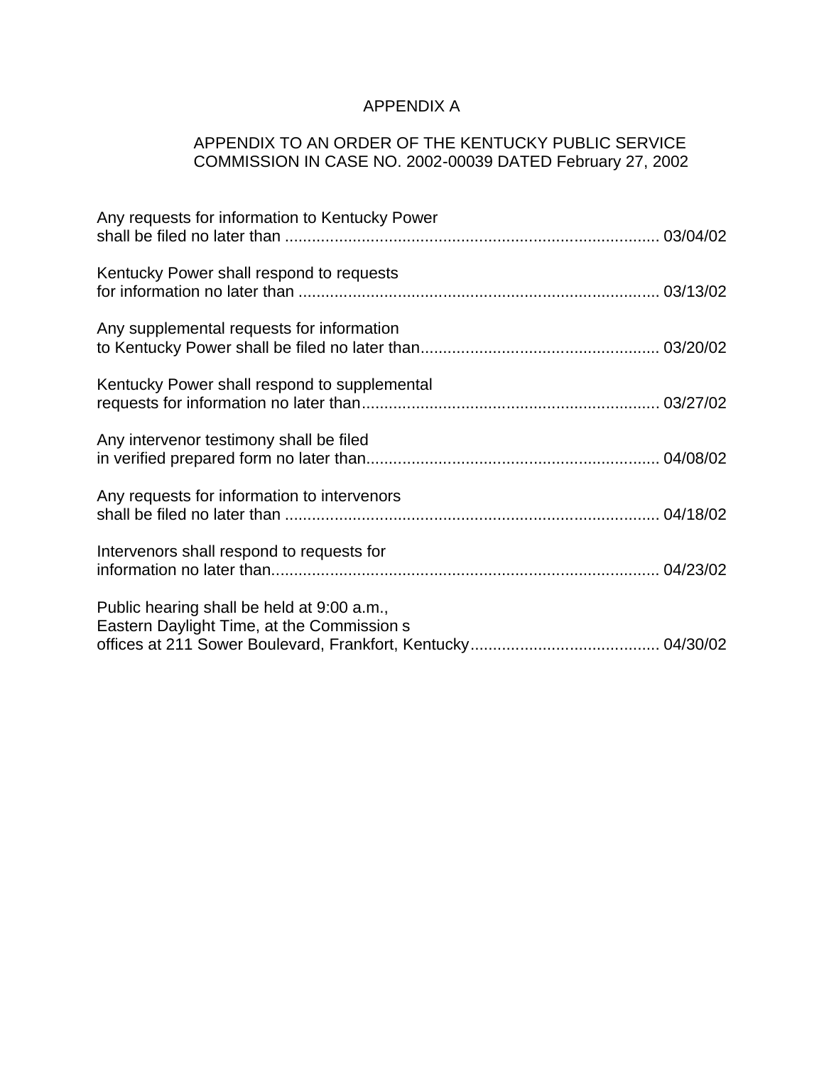# APPENDIX A

## APPENDIX TO AN ORDER OF THE KENTUCKY PUBLIC SERVICE COMMISSION IN CASE NO. 2002-00039 DATED February 27, 2002

Any requests for information to Kentucky Power shall be filed no later than .................................................................................. 03/04/02

Kentucky Power shall respond to requests for information no later than ............................................................................. 03/13/02

Any supplemental requests for information to Kentucky Power shall be filed no later than.................................................... 03/20/02

Kentucky Power shall respond to supplemental requests for information no later than................................................................. 03/27/02

Any intervenor testimony shall be filed in verified prepared form no later than................................................................ 04/08/02

Any requests for information to intervenors shall be filed no later than .................................................................................. 04/18/02

Intervenors shall respond to requests for information no later than...................................................................................... 04/23/02

Public hearing shall be held at 9:00 a.m., Eastern Daylight Time, at the Commission s offices at 211 Sower Boulevard, Frankfort, Kentucky......................................... 04/30/02